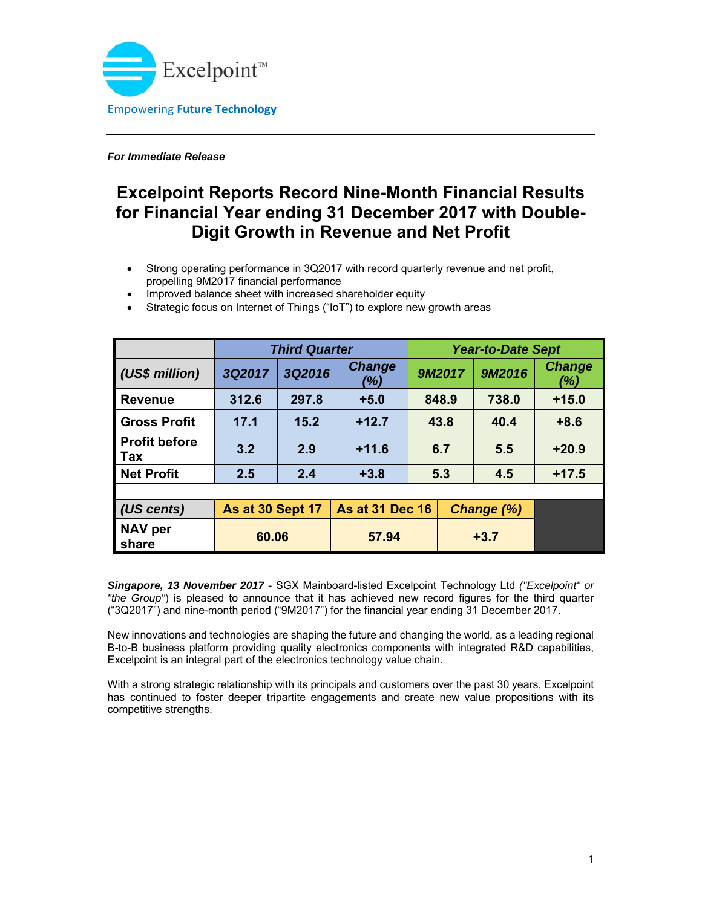Excelpoint™

Empowering **Future Technology**

***For Immediate Release***

# Excelpoint Reports Record Nine-Month Financial Results for Financial Year ending 31 December 2017 with Double-Digit Growth in Revenue and Net Profit

- Strong operating performance in 3Q2017 with record quarterly revenue and net profit, propelling 9M2017 financial performance
- Improved balance sheet with increased shareholder equity
- Strategic focus on Internet of Things ("IoT") to explore new growth areas

| | ***Third Quarter*** | | | ***Year-to-Date Sept*** | | |
|---|---|---|---|---|---|---|
| ***(US$ million)*** | ***3Q2017*** | ***3Q2016*** | ***Change (%)*** | ***9M2017*** | ***9M2016*** | ***Change (%)*** |
| **Revenue** | **312.6** | **297.8** | **+5.0** | **848.9** | **738.0** | **+15.0** |
| **Gross Profit** | **17.1** | **15.2** | **+12.7** | **43.8** | **40.4** | **+8.6** |
| **Profit before Tax** | **3.2** | **2.9** | **+11.6** | **6.7** | **5.5** | **+20.9** |
| **Net Profit** | **2.5** | **2.4** | **+3.8** | **5.3** | **4.5** | **+17.5** |

| ***(US cents)*** | **As at 30 Sept 17** | **As at 31 Dec 16** | ***Change (%)*** |
|---|---|---|---|
| **NAV per share** | **60.06** | **57.94** | **+3.7** |

***Singapore, 13 November 2017*** - SGX Mainboard-listed Excelpoint Technology Ltd *("Excelpoint" or "the Group")* is pleased to announce that it has achieved new record figures for the third quarter ("3Q2017") and nine-month period ("9M2017") for the financial year ending 31 December 2017.

New innovations and technologies are shaping the future and changing the world, as a leading regional B-to-B business platform providing quality electronics components with integrated R&D capabilities, Excelpoint is an integral part of the electronics technology value chain.

With a strong strategic relationship with its principals and customers over the past 30 years, Excelpoint has continued to foster deeper tripartite engagements and create new value propositions with its competitive strengths.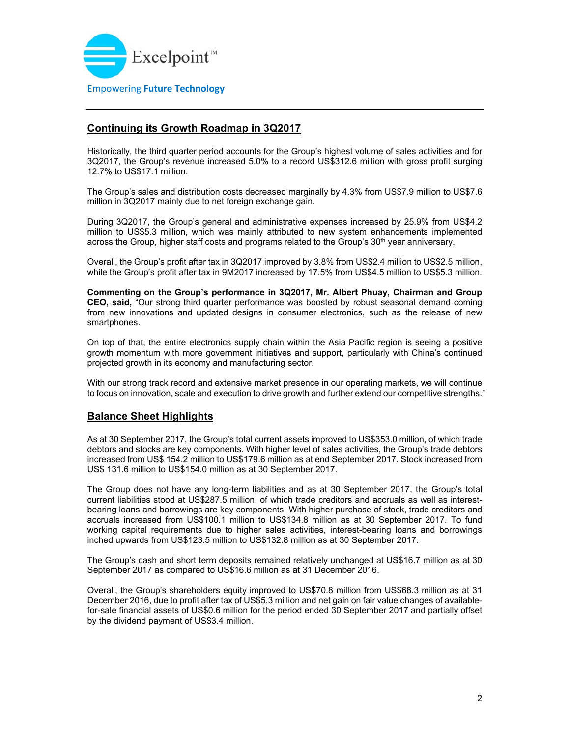## Continuing its Growth Roadmap in 3Q2017

Historically, the third quarter period accounts for the Group's highest volume of sales activities and for 3Q2017, the Group's revenue increased 5.0% to a record US$312.6 million with gross profit surging 12.7% to US$17.1 million.

The Group's sales and distribution costs decreased marginally by 4.3% from US$7.9 million to US$7.6 million in 3Q2017 mainly due to net foreign exchange gain.

During 3Q2017, the Group's general and administrative expenses increased by 25.9% from US$4.2 million to US$5.3 million, which was mainly attributed to new system enhancements implemented across the Group, higher staff costs and programs related to the Group's 30th year anniversary.

Overall, the Group's profit after tax in 3Q2017 improved by 3.8% from US$2.4 million to US$2.5 million, while the Group's profit after tax in 9M2017 increased by 17.5% from US$4.5 million to US$5.3 million.

**Commenting on the Group's performance in 3Q2017, Mr. Albert Phuay, Chairman and Group CEO, said,** "Our strong third quarter performance was boosted by robust seasonal demand coming from new innovations and updated designs in consumer electronics, such as the release of new smartphones.

On top of that, the entire electronics supply chain within the Asia Pacific region is seeing a positive growth momentum with more government initiatives and support, particularly with China's continued projected growth in its economy and manufacturing sector.

With our strong track record and extensive market presence in our operating markets, we will continue to focus on innovation, scale and execution to drive growth and further extend our competitive strengths."

## Balance Sheet Highlights

As at 30 September 2017, the Group's total current assets improved to US$353.0 million, of which trade debtors and stocks are key components. With higher level of sales activities, the Group's trade debtors increased from US$ 154.2 million to US$179.6 million as at end September 2017. Stock increased from US$ 131.6 million to US$154.0 million as at 30 September 2017.

The Group does not have any long-term liabilities and as at 30 September 2017, the Group's total current liabilities stood at US$287.5 million, of which trade creditors and accruals as well as interest-bearing loans and borrowings are key components. With higher purchase of stock, trade creditors and accruals increased from US$100.1 million to US$134.8 million as at 30 September 2017. To fund working capital requirements due to higher sales activities, interest-bearing loans and borrowings inched upwards from US$123.5 million to US$132.8 million as at 30 September 2017.

The Group's cash and short term deposits remained relatively unchanged at US$16.7 million as at 30 September 2017 as compared to US$16.6 million as at 31 December 2016.

Overall, the Group's shareholders equity improved to US$70.8 million from US$68.3 million as at 31 December 2016, due to profit after tax of US$5.3 million and net gain on fair value changes of available-for-sale financial assets of US$0.6 million for the period ended 30 September 2017 and partially offset by the dividend payment of US$3.4 million.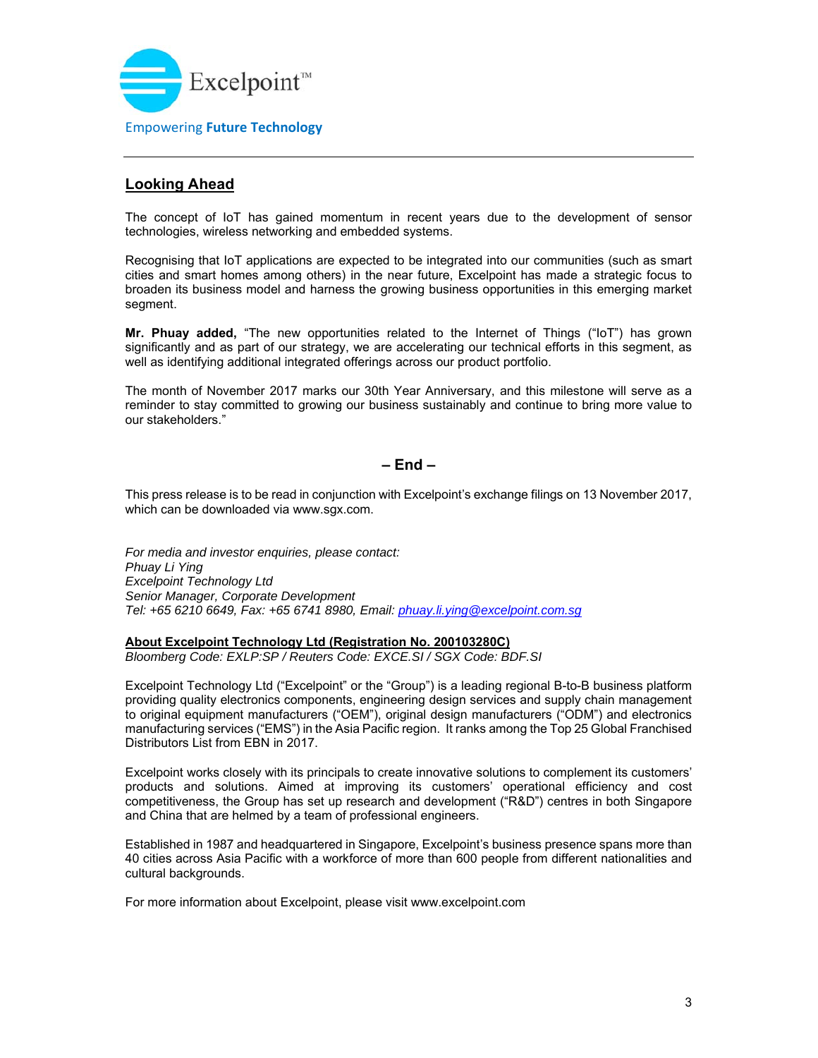Excelpoint™

Empowering **Future Technology**

---

## Looking Ahead

The concept of IoT has gained momentum in recent years due to the development of sensor technologies, wireless networking and embedded systems.

Recognising that IoT applications are expected to be integrated into our communities (such as smart cities and smart homes among others) in the near future, Excelpoint has made a strategic focus to broaden its business model and harness the growing business opportunities in this emerging market segment.

**Mr. Phuay added,** "The new opportunities related to the Internet of Things ("IoT") has grown significantly and as part of our strategy, we are accelerating our technical efforts in this segment, as well as identifying additional integrated offerings across our product portfolio.

The month of November 2017 marks our 30th Year Anniversary, and this milestone will serve as a reminder to stay committed to growing our business sustainably and continue to bring more value to our stakeholders."

**– End –**

This press release is to be read in conjunction with Excelpoint's exchange filings on 13 November 2017, which can be downloaded via www.sgx.com.

*For media and investor enquiries, please contact:*
*Phuay Li Ying*
*Excelpoint Technology Ltd*
*Senior Manager, Corporate Development*
*Tel: +65 6210 6649, Fax: +65 6741 8980, Email: phuay.li.ying@excelpoint.com.sg*

**About Excelpoint Technology Ltd (Registration No. 200103280C)**
*Bloomberg Code: EXLP:SP / Reuters Code: EXCE.SI / SGX Code: BDF.SI*

Excelpoint Technology Ltd ("Excelpoint" or the "Group") is a leading regional B-to-B business platform providing quality electronics components, engineering design services and supply chain management to original equipment manufacturers ("OEM"), original design manufacturers ("ODM") and electronics manufacturing services ("EMS") in the Asia Pacific region. It ranks among the Top 25 Global Franchised Distributors List from EBN in 2017.

Excelpoint works closely with its principals to create innovative solutions to complement its customers' products and solutions. Aimed at improving its customers' operational efficiency and cost competitiveness, the Group has set up research and development ("R&D") centres in both Singapore and China that are helmed by a team of professional engineers.

Established in 1987 and headquartered in Singapore, Excelpoint's business presence spans more than 40 cities across Asia Pacific with a workforce of more than 600 people from different nationalities and cultural backgrounds.

For more information about Excelpoint, please visit www.excelpoint.com